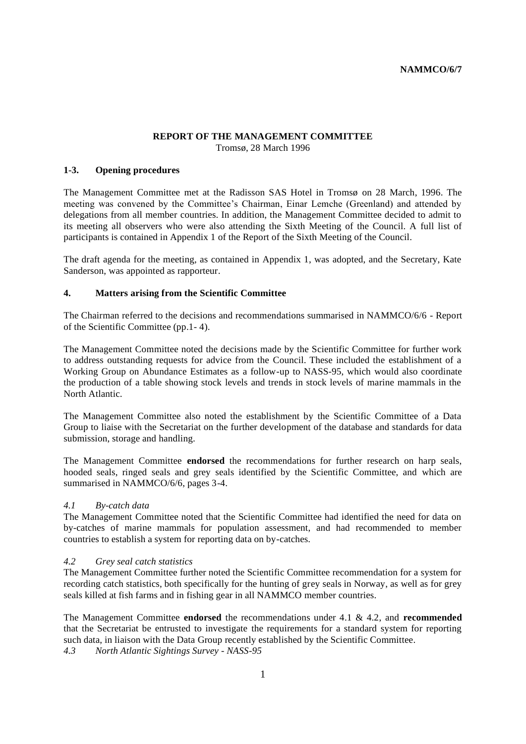NAMMCO/6/7

# REPORT OF THE MANAGEMENT COMMITTEE

Tromsø, 28 March 1996

## 1-3. Opening procedures

The Management Committee met at the Radisson SAS Hotel in Tromsø on 28 March, 1996. The meeting was convened by the Committee's Chairman, Einar Lemche (Greenland) and attended by delegations from all member countries. In addition, the Management Committee decided to admit to its meeting all observers who were also attending the Sixth Meeting of the Council. A full list of participants is contained in Appendix 1 of the Report of the Sixth Meeting of the Council.

The draft agenda for the meeting, as contained in Appendix 1, was adopted, and the Secretary, Kate Sanderson, was appointed as rapporteur.

## 4. Matters arising from the Scientific Committee

The Chairman referred to the decisions and recommendations summarised in NAMMCO/6/6 - Report of the Scientific Committee (pp.1- 4).

The Management Committee noted the decisions made by the Scientific Committee for further work to address outstanding requests for advice from the Council. These included the establishment of a Working Group on Abundance Estimates as a follow-up to NASS-95, which would also coordinate the production of a table showing stock levels and trends in stock levels of marine mammals in the North Atlantic.

The Management Committee also noted the establishment by the Scientific Committee of a Data Group to liaise with the Secretariat on the further development of the database and standards for data submission, storage and handling.

The Management Committee **endorsed** the recommendations for further research on harp seals, hooded seals, ringed seals and grey seals identified by the Scientific Committee, and which are summarised in NAMMCO/6/6, pages 3-4.

### *4.1 By-catch data*

The Management Committee noted that the Scientific Committee had identified the need for data on by-catches of marine mammals for population assessment, and had recommended to member countries to establish a system for reporting data on by-catches.

### *4.2 Grey seal catch statistics*

The Management Committee further noted the Scientific Committee recommendation for a system for recording catch statistics, both specifically for the hunting of grey seals in Norway, as well as for grey seals killed at fish farms and in fishing gear in all NAMMCO member countries.

The Management Committee **endorsed** the recommendations under 4.1 & 4.2, and **recommended** that the Secretariat be entrusted to investigate the requirements for a standard system for reporting such data, in liaison with the Data Group recently established by the Scientific Committee.

### *4.3 North Atlantic Sightings Survey - NASS-95*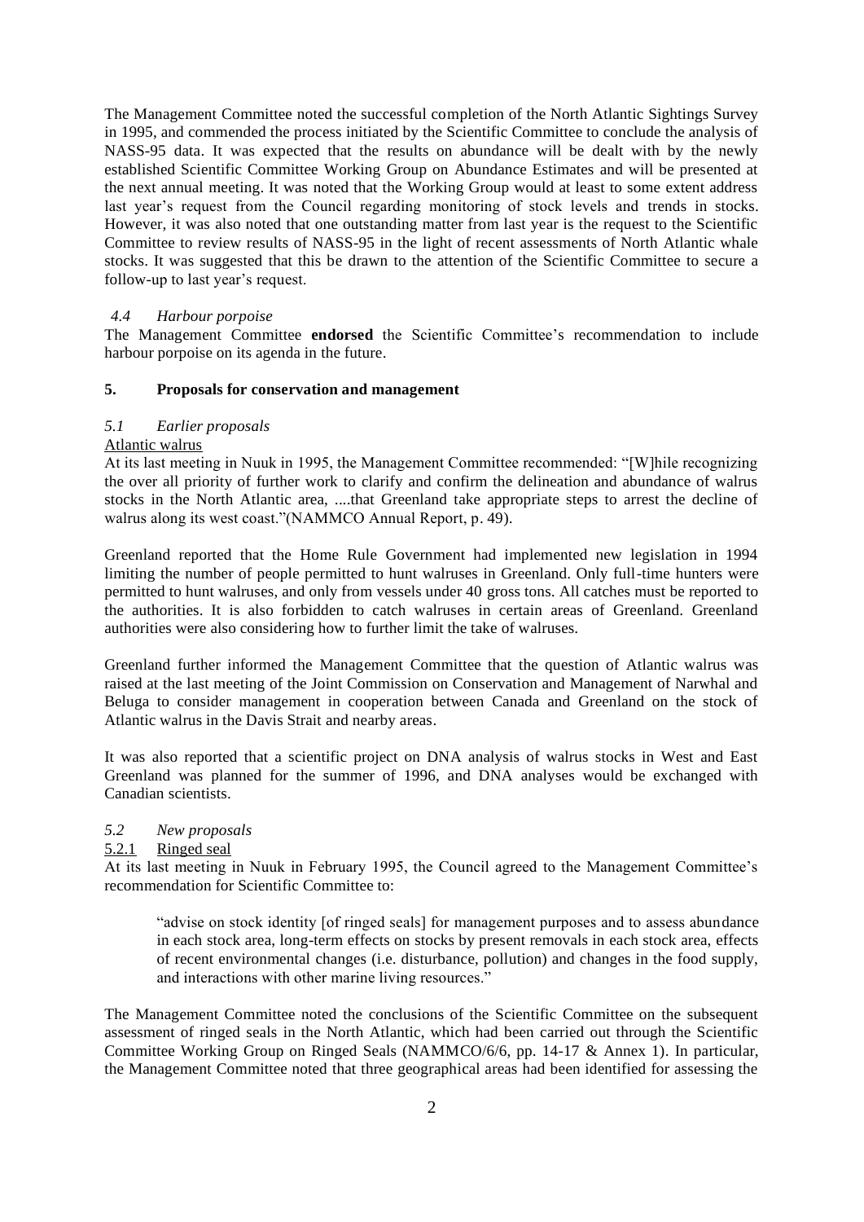The Management Committee noted the successful completion of the North Atlantic Sightings Survey in 1995, and commended the process initiated by the Scientific Committee to conclude the analysis of NASS-95 data. It was expected that the results on abundance will be dealt with by the newly established Scientific Committee Working Group on Abundance Estimates and will be presented at the next annual meeting. It was noted that the Working Group would at least to some extent address last year's request from the Council regarding monitoring of stock levels and trends in stocks. However, it was also noted that one outstanding matter from last year is the request to the Scientific Committee to review results of NASS-95 in the light of recent assessments of North Atlantic whale stocks. It was suggested that this be drawn to the attention of the Scientific Committee to secure a follow-up to last year's request.

### *4.4 Harbour porpoise*

The Management Committee **endorsed** the Scientific Committee's recommendation to include harbour porpoise on its agenda in the future.

## 5. Proposals for conservation and management

### *5.1 Earlier proposals*

Atlantic walrus

At its last meeting in Nuuk in 1995, the Management Committee recommended: "[W]hile recognizing the over all priority of further work to clarify and confirm the delineation and abundance of walrus stocks in the North Atlantic area, ....that Greenland take appropriate steps to arrest the decline of walrus along its west coast."(NAMMCO Annual Report, p. 49).

Greenland reported that the Home Rule Government had implemented new legislation in 1994 limiting the number of people permitted to hunt walruses in Greenland. Only full-time hunters were permitted to hunt walruses, and only from vessels under 40 gross tons. All catches must be reported to the authorities. It is also forbidden to catch walruses in certain areas of Greenland. Greenland authorities were also considering how to further limit the take of walruses.

Greenland further informed the Management Committee that the question of Atlantic walrus was raised at the last meeting of the Joint Commission on Conservation and Management of Narwhal and Beluga to consider management in cooperation between Canada and Greenland on the stock of Atlantic walrus in the Davis Strait and nearby areas.

It was also reported that a scientific project on DNA analysis of walrus stocks in West and East Greenland was planned for the summer of 1996, and DNA analyses would be exchanged with Canadian scientists.

### *5.2 New proposals*

5.2.1 Ringed seal

At its last meeting in Nuuk in February 1995, the Council agreed to the Management Committee's recommendation for Scientific Committee to:

> "advise on stock identity [of ringed seals] for management purposes and to assess abundance in each stock area, long-term effects on stocks by present removals in each stock area, effects of recent environmental changes (i.e. disturbance, pollution) and changes in the food supply, and interactions with other marine living resources."

The Management Committee noted the conclusions of the Scientific Committee on the subsequent assessment of ringed seals in the North Atlantic, which had been carried out through the Scientific Committee Working Group on Ringed Seals (NAMMCO/6/6, pp. 14-17 & Annex 1). In particular, the Management Committee noted that three geographical areas had been identified for assessing the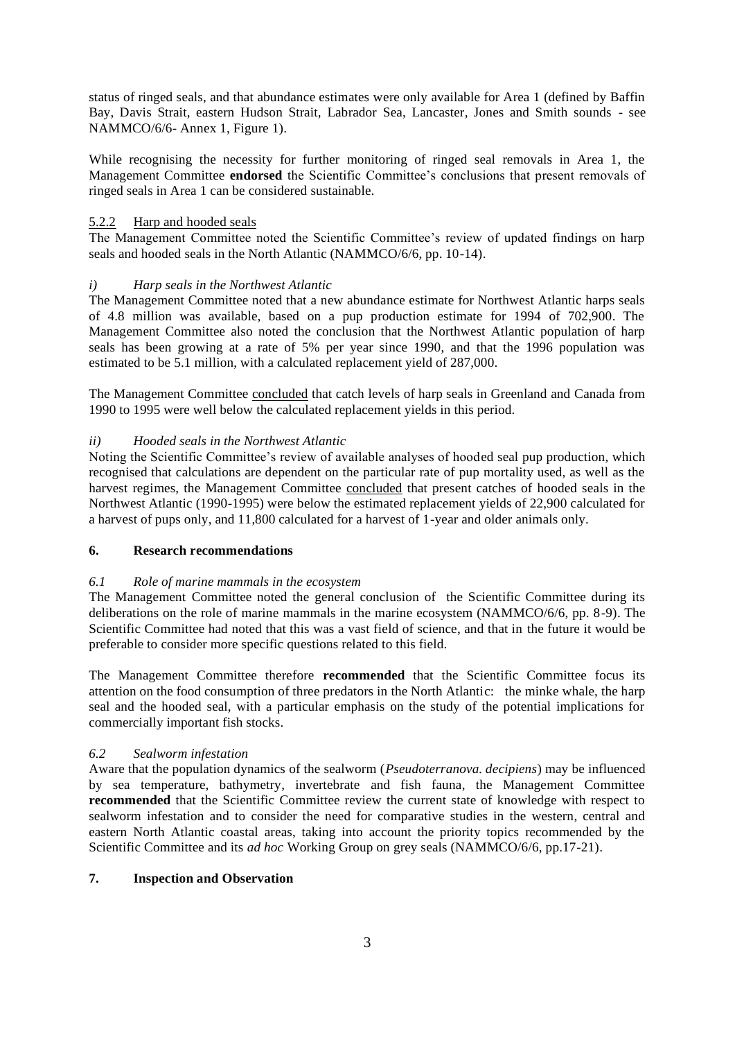status of ringed seals, and that abundance estimates were only available for Area 1 (defined by Baffin Bay, Davis Strait, eastern Hudson Strait, Labrador Sea, Lancaster, Jones and Smith sounds - see NAMMCO/6/6- Annex 1, Figure 1).

While recognising the necessity for further monitoring of ringed seal removals in Area 1, the Management Committee **endorsed** the Scientific Committee's conclusions that present removals of ringed seals in Area 1 can be considered sustainable.

### 5.2.2 Harp and hooded seals

The Management Committee noted the Scientific Committee's review of updated findings on harp seals and hooded seals in the North Atlantic (NAMMCO/6/6, pp. 10-14).

#### *i) Harp seals in the Northwest Atlantic*

The Management Committee noted that a new abundance estimate for Northwest Atlantic harps seals of 4.8 million was available, based on a pup production estimate for 1994 of 702,900. The Management Committee also noted the conclusion that the Northwest Atlantic population of harp seals has been growing at a rate of 5% per year since 1990, and that the 1996 population was estimated to be 5.1 million, with a calculated replacement yield of 287,000.

The Management Committee concluded that catch levels of harp seals in Greenland and Canada from 1990 to 1995 were well below the calculated replacement yields in this period.

#### *ii) Hooded seals in the Northwest Atlantic*

Noting the Scientific Committee's review of available analyses of hooded seal pup production, which recognised that calculations are dependent on the particular rate of pup mortality used, as well as the harvest regimes, the Management Committee concluded that present catches of hooded seals in the Northwest Atlantic (1990-1995) were below the estimated replacement yields of 22,900 calculated for a harvest of pups only, and 11,800 calculated for a harvest of 1-year and older animals only.

## 6. Research recommendations

### *6.1 Role of marine mammals in the ecosystem*

The Management Committee noted the general conclusion of the Scientific Committee during its deliberations on the role of marine mammals in the marine ecosystem (NAMMCO/6/6, pp. 8-9). The Scientific Committee had noted that this was a vast field of science, and that in the future it would be preferable to consider more specific questions related to this field.

The Management Committee therefore **recommended** that the Scientific Committee focus its attention on the food consumption of three predators in the North Atlantic: the minke whale, the harp seal and the hooded seal, with a particular emphasis on the study of the potential implications for commercially important fish stocks.

### *6.2 Sealworm infestation*

Aware that the population dynamics of the sealworm (*Pseudoterranova. decipiens*) may be influenced by sea temperature, bathymetry, invertebrate and fish fauna, the Management Committee **recommended** that the Scientific Committee review the current state of knowledge with respect to sealworm infestation and to consider the need for comparative studies in the western, central and eastern North Atlantic coastal areas, taking into account the priority topics recommended by the Scientific Committee and its *ad hoc* Working Group on grey seals (NAMMCO/6/6, pp.17-21).

## 7. Inspection and Observation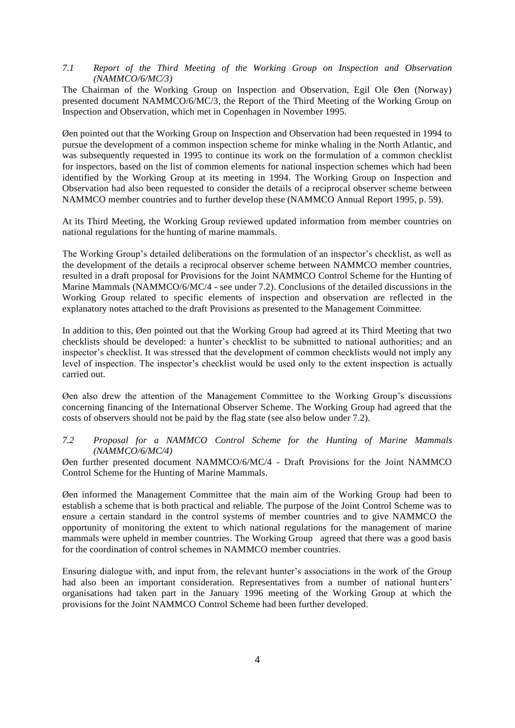### *7.1 Report of the Third Meeting of the Working Group on Inspection and Observation (NAMMCO/6/MC/3)*

The Chairman of the Working Group on Inspection and Observation, Egil Ole Øen (Norway) presented document NAMMCO/6/MC/3, the Report of the Third Meeting of the Working Group on Inspection and Observation, which met in Copenhagen in November 1995.

Øen pointed out that the Working Group on Inspection and Observation had been requested in 1994 to pursue the development of a common inspection scheme for minke whaling in the North Atlantic, and was subsequently requested in 1995 to continue its work on the formulation of a common checklist for inspectors, based on the list of common elements for national inspection schemes which had been identified by the Working Group at its meeting in 1994. The Working Group on Inspection and Observation had also been requested to consider the details of a reciprocal observer scheme between NAMMCO member countries and to further develop these (NAMMCO Annual Report 1995, p. 59).

At its Third Meeting, the Working Group reviewed updated information from member countries on national regulations for the hunting of marine mammals.

The Working Group's detailed deliberations on the formulation of an inspector's checklist, as well as the development of the details a reciprocal observer scheme between NAMMCO member countries, resulted in a draft proposal for Provisions for the Joint NAMMCO Control Scheme for the Hunting of Marine Mammals (NAMMCO/6/MC/4 - see under 7.2). Conclusions of the detailed discussions in the Working Group related to specific elements of inspection and observation are reflected in the explanatory notes attached to the draft Provisions as presented to the Management Committee.

In addition to this, Øen pointed out that the Working Group had agreed at its Third Meeting that two checklists should be developed: a hunter's checklist to be submitted to national authorities; and an inspector's checklist. It was stressed that the development of common checklists would not imply any level of inspection. The inspector's checklist would be used only to the extent inspection is actually carried out.

Øen also drew the attention of the Management Committee to the Working Group's discussions concerning financing of the International Observer Scheme. The Working Group had agreed that the costs of observers should not be paid by the flag state (see also below under 7.2).

### *7.2 Proposal for a NAMMCO Control Scheme for the Hunting of Marine Mammals (NAMMCO/6/MC/4)*

Øen further presented document NAMMCO/6/MC/4 - Draft Provisions for the Joint NAMMCO Control Scheme for the Hunting of Marine Mammals.

Øen informed the Management Committee that the main aim of the Working Group had been to establish a scheme that is both practical and reliable. The purpose of the Joint Control Scheme was to ensure a certain standard in the control systems of member countries and to give NAMMCO the opportunity of monitoring the extent to which national regulations for the management of marine mammals were upheld in member countries. The Working Group agreed that there was a good basis for the coordination of control schemes in NAMMCO member countries.

Ensuring dialogue with, and input from, the relevant hunter's associations in the work of the Group had also been an important consideration. Representatives from a number of national hunters' organisations had taken part in the January 1996 meeting of the Working Group at which the provisions for the Joint NAMMCO Control Scheme had been further developed.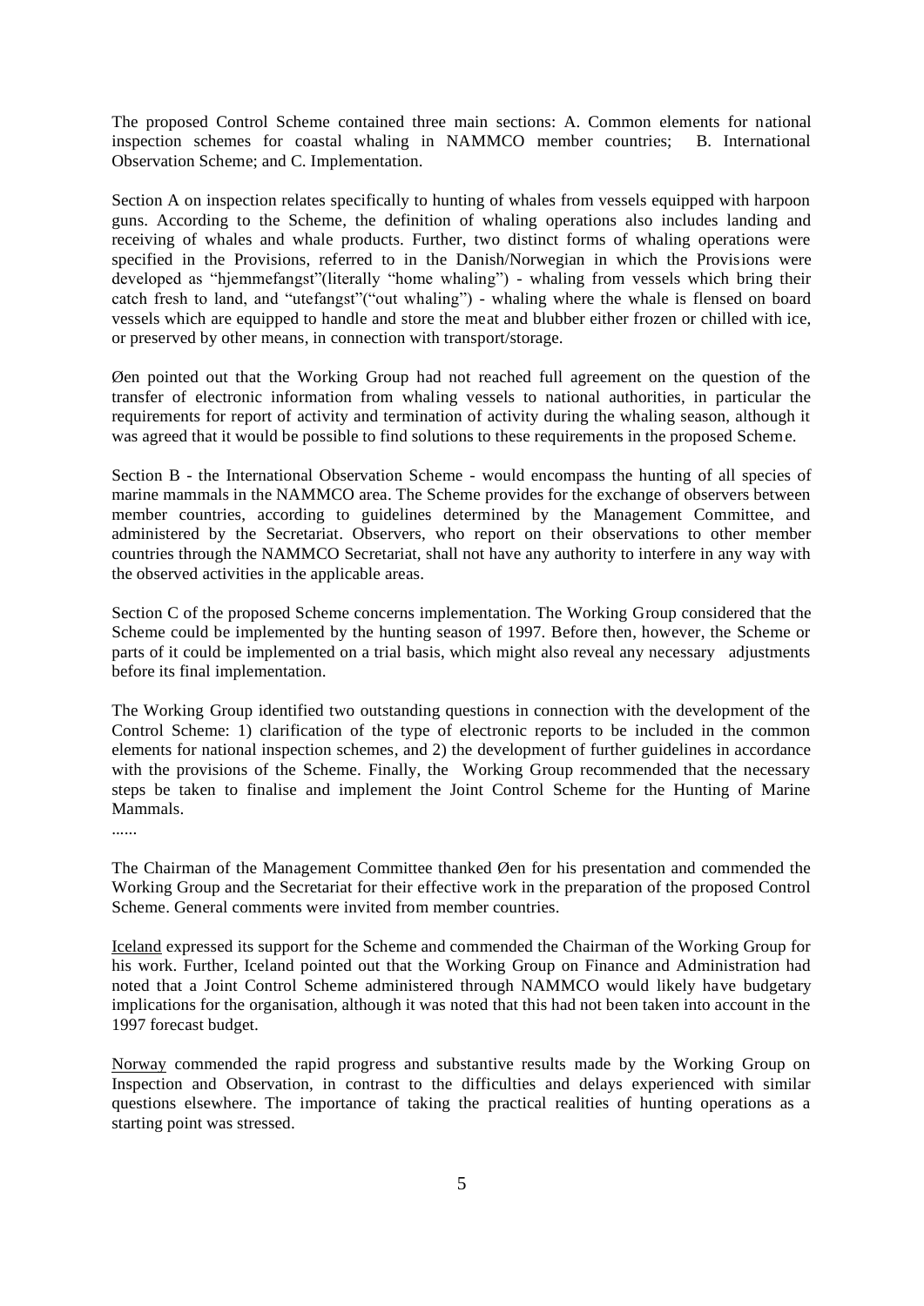The proposed Control Scheme contained three main sections: A. Common elements for national inspection schemes for coastal whaling in NAMMCO member countries; B. International Observation Scheme; and C. Implementation.

Section A on inspection relates specifically to hunting of whales from vessels equipped with harpoon guns. According to the Scheme, the definition of whaling operations also includes landing and receiving of whales and whale products. Further, two distinct forms of whaling operations were specified in the Provisions, referred to in the Danish/Norwegian in which the Provisions were developed as "hjemmefangst"(literally "home whaling") - whaling from vessels which bring their catch fresh to land, and "utefangst"("out whaling") - whaling where the whale is flensed on board vessels which are equipped to handle and store the meat and blubber either frozen or chilled with ice, or preserved by other means, in connection with transport/storage.

Øen pointed out that the Working Group had not reached full agreement on the question of the transfer of electronic information from whaling vessels to national authorities, in particular the requirements for report of activity and termination of activity during the whaling season, although it was agreed that it would be possible to find solutions to these requirements in the proposed Scheme.

Section B - the International Observation Scheme - would encompass the hunting of all species of marine mammals in the NAMMCO area. The Scheme provides for the exchange of observers between member countries, according to guidelines determined by the Management Committee, and administered by the Secretariat. Observers, who report on their observations to other member countries through the NAMMCO Secretariat, shall not have any authority to interfere in any way with the observed activities in the applicable areas.

Section C of the proposed Scheme concerns implementation. The Working Group considered that the Scheme could be implemented by the hunting season of 1997. Before then, however, the Scheme or parts of it could be implemented on a trial basis, which might also reveal any necessary adjustments before its final implementation.

The Working Group identified two outstanding questions in connection with the development of the Control Scheme: 1) clarification of the type of electronic reports to be included in the common elements for national inspection schemes, and 2) the development of further guidelines in accordance with the provisions of the Scheme. Finally, the Working Group recommended that the necessary steps be taken to finalise and implement the Joint Control Scheme for the Hunting of Marine Mammals.

......

The Chairman of the Management Committee thanked Øen for his presentation and commended the Working Group and the Secretariat for their effective work in the preparation of the proposed Control Scheme. General comments were invited from member countries.

Iceland expressed its support for the Scheme and commended the Chairman of the Working Group for his work. Further, Iceland pointed out that the Working Group on Finance and Administration had noted that a Joint Control Scheme administered through NAMMCO would likely have budgetary implications for the organisation, although it was noted that this had not been taken into account in the 1997 forecast budget.

Norway commended the rapid progress and substantive results made by the Working Group on Inspection and Observation, in contrast to the difficulties and delays experienced with similar questions elsewhere. The importance of taking the practical realities of hunting operations as a starting point was stressed.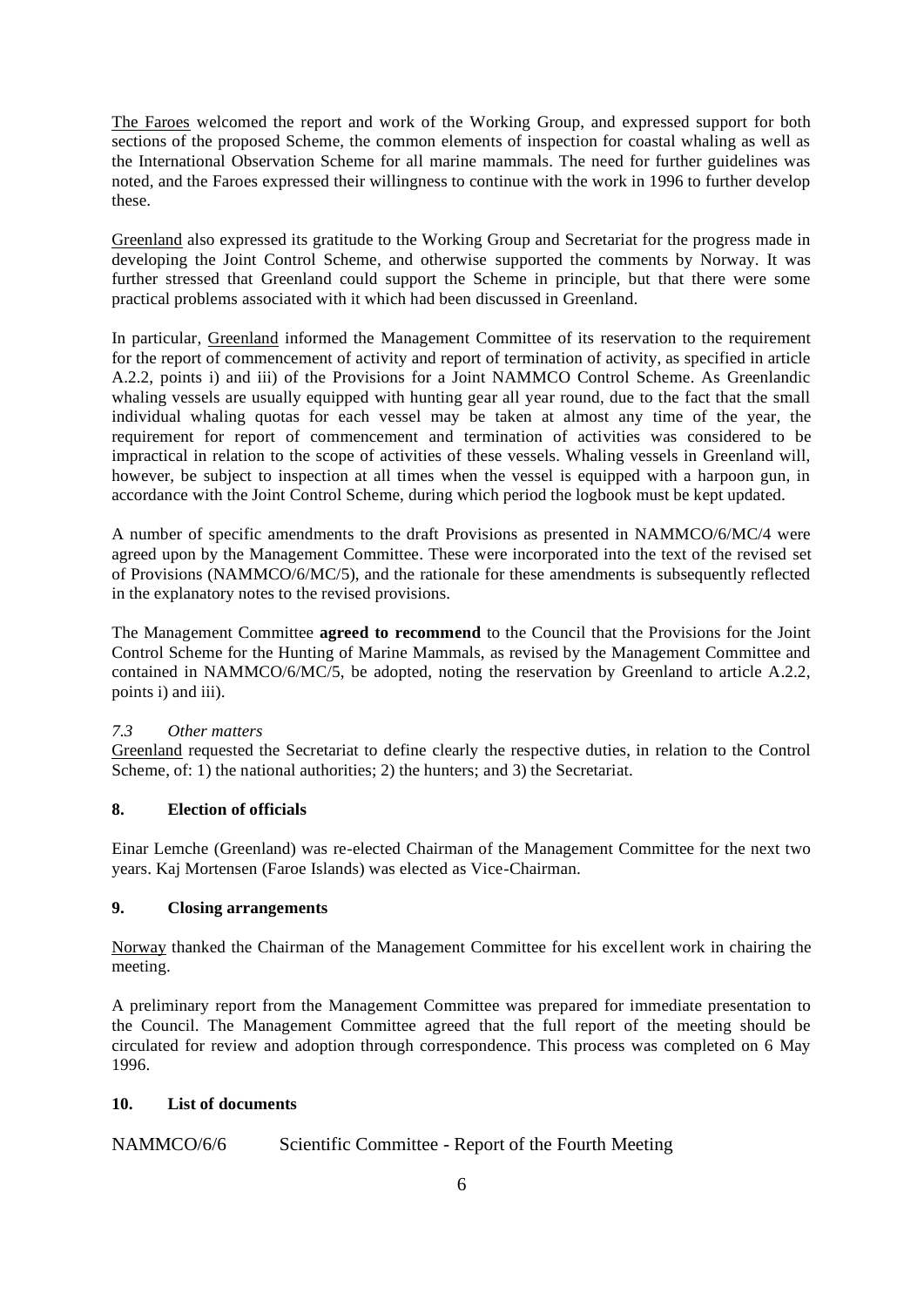The Faroes welcomed the report and work of the Working Group, and expressed support for both sections of the proposed Scheme, the common elements of inspection for coastal whaling as well as the International Observation Scheme for all marine mammals. The need for further guidelines was noted, and the Faroes expressed their willingness to continue with the work in 1996 to further develop these.

Greenland also expressed its gratitude to the Working Group and Secretariat for the progress made in developing the Joint Control Scheme, and otherwise supported the comments by Norway. It was further stressed that Greenland could support the Scheme in principle, but that there were some practical problems associated with it which had been discussed in Greenland.

In particular, Greenland informed the Management Committee of its reservation to the requirement for the report of commencement of activity and report of termination of activity, as specified in article A.2.2, points i) and iii) of the Provisions for a Joint NAMMCO Control Scheme. As Greenlandic whaling vessels are usually equipped with hunting gear all year round, due to the fact that the small individual whaling quotas for each vessel may be taken at almost any time of the year, the requirement for report of commencement and termination of activities was considered to be impractical in relation to the scope of activities of these vessels. Whaling vessels in Greenland will, however, be subject to inspection at all times when the vessel is equipped with a harpoon gun, in accordance with the Joint Control Scheme, during which period the logbook must be kept updated.

A number of specific amendments to the draft Provisions as presented in NAMMCO/6/MC/4 were agreed upon by the Management Committee. These were incorporated into the text of the revised set of Provisions (NAMMCO/6/MC/5), and the rationale for these amendments is subsequently reflected in the explanatory notes to the revised provisions.

The Management Committee **agreed to recommend** to the Council that the Provisions for the Joint Control Scheme for the Hunting of Marine Mammals, as revised by the Management Committee and contained in NAMMCO/6/MC/5, be adopted, noting the reservation by Greenland to article A.2.2, points i) and iii).

*7.3 Other matters*

Greenland requested the Secretariat to define clearly the respective duties, in relation to the Control Scheme, of: 1) the national authorities; 2) the hunters; and 3) the Secretariat.

## 8. Election of officials

Einar Lemche (Greenland) was re-elected Chairman of the Management Committee for the next two years. Kaj Mortensen (Faroe Islands) was elected as Vice-Chairman.

## 9. Closing arrangements

Norway thanked the Chairman of the Management Committee for his excellent work in chairing the meeting.

A preliminary report from the Management Committee was prepared for immediate presentation to the Council. The Management Committee agreed that the full report of the meeting should be circulated for review and adoption through correspondence. This process was completed on 6 May 1996.

## 10. List of documents

NAMMCO/6/6 Scientific Committee - Report of the Fourth Meeting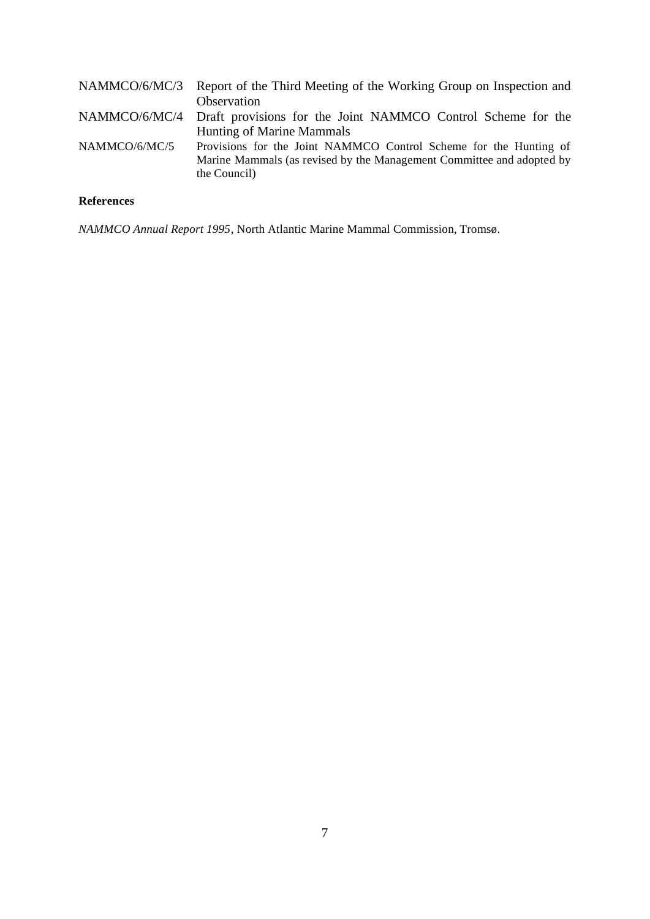| | |
|---|---|
| NAMMCO/6/MC/3 | Report of the Third Meeting of the Working Group on Inspection and Observation |
| NAMMCO/6/MC/4 | Draft provisions for the Joint NAMMCO Control Scheme for the Hunting of Marine Mammals |
| NAMMCO/6/MC/5 | Provisions for the Joint NAMMCO Control Scheme for the Hunting of Marine Mammals (as revised by the Management Committee and adopted by the Council) |

**References**

*NAMMCO Annual Report 1995*, North Atlantic Marine Mammal Commission, Tromsø.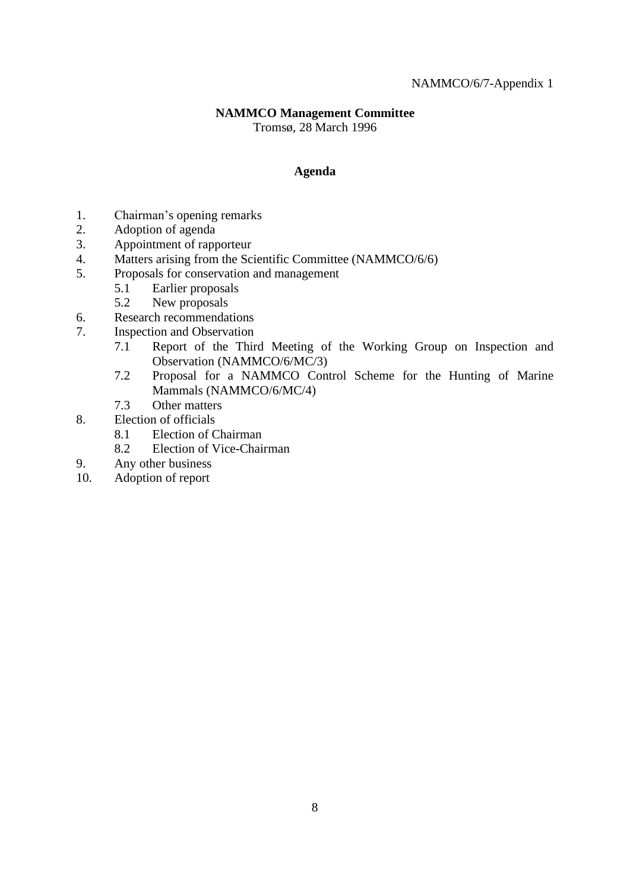NAMMCO/6/7-Appendix 1

**NAMMCO Management Committee**

Tromsø, 28 March 1996

## Agenda

1. Chairman's opening remarks
2. Adoption of agenda
3. Appointment of rapporteur
4. Matters arising from the Scientific Committee (NAMMCO/6/6)
5. Proposals for conservation and management
   - 5.1 Earlier proposals
   - 5.2 New proposals
6. Research recommendations
7. Inspection and Observation
   - 7.1 Report of the Third Meeting of the Working Group on Inspection and Observation (NAMMCO/6/MC/3)
   - 7.2 Proposal for a NAMMCO Control Scheme for the Hunting of Marine Mammals (NAMMCO/6/MC/4)
   - 7.3 Other matters
8. Election of officials
   - 8.1 Election of Chairman
   - 8.2 Election of Vice-Chairman
9. Any other business
10. Adoption of report